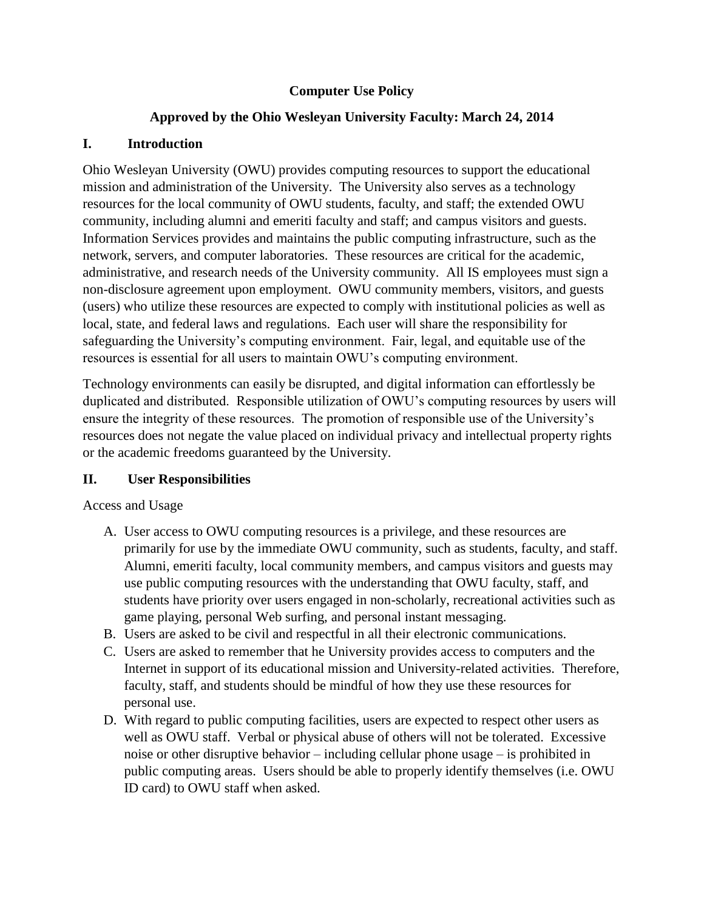# Computer Use Policy

## Approved by the Ohio Wesleyan University Faculty: March 24, 2014

## I. Introduction

Ohio Wesleyan University (OWU) provides computing resources to support the educational mission and administration of the University. The University also serves as a technology resources for the local community of OWU students, faculty, and staff; the extended OWU community, including alumni and emeriti faculty and staff; and campus visitors and guests. Information Services provides and maintains the public computing infrastructure, such as the network, servers, and computer laboratories. These resources are critical for the academic, administrative, and research needs of the University community. All IS employees must sign a non-disclosure agreement upon employment. OWU community members, visitors, and guests (users) who utilize these resources are expected to comply with institutional policies as well as local, state, and federal laws and regulations. Each user will share the responsibility for safeguarding the University's computing environment. Fair, legal, and equitable use of the resources is essential for all users to maintain OWU's computing environment.

Technology environments can easily be disrupted, and digital information can effortlessly be duplicated and distributed. Responsible utilization of OWU's computing resources by users will ensure the integrity of these resources. The promotion of responsible use of the University's resources does not negate the value placed on individual privacy and intellectual property rights or the academic freedoms guaranteed by the University.

## II. User Responsibilities

Access and Usage

A. User access to OWU computing resources is a privilege, and these resources are primarily for use by the immediate OWU community, such as students, faculty, and staff. Alumni, emeriti faculty, local community members, and campus visitors and guests may use public computing resources with the understanding that OWU faculty, staff, and students have priority over users engaged in non-scholarly, recreational activities such as game playing, personal Web surfing, and personal instant messaging.
B. Users are asked to be civil and respectful in all their electronic communications.
C. Users are asked to remember that he University provides access to computers and the Internet in support of its educational mission and University-related activities. Therefore, faculty, staff, and students should be mindful of how they use these resources for personal use.
D. With regard to public computing facilities, users are expected to respect other users as well as OWU staff. Verbal or physical abuse of others will not be tolerated. Excessive noise or other disruptive behavior – including cellular phone usage – is prohibited in public computing areas. Users should be able to properly identify themselves (i.e. OWU ID card) to OWU staff when asked.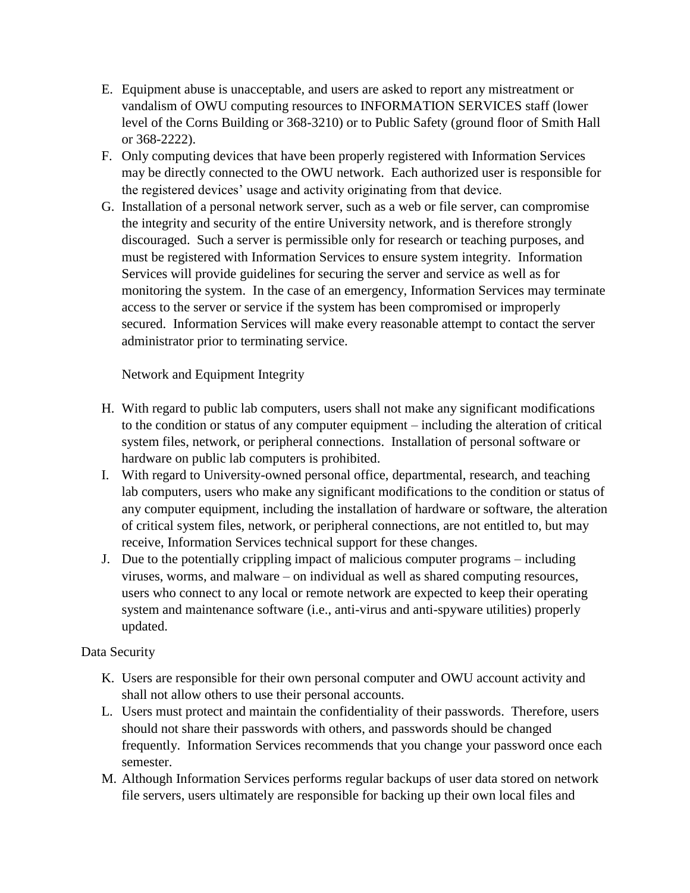E. Equipment abuse is unacceptable, and users are asked to report any mistreatment or vandalism of OWU computing resources to INFORMATION SERVICES staff (lower level of the Corns Building or 368-3210) or to Public Safety (ground floor of Smith Hall or 368-2222).
F. Only computing devices that have been properly registered with Information Services may be directly connected to the OWU network. Each authorized user is responsible for the registered devices' usage and activity originating from that device.
G. Installation of a personal network server, such as a web or file server, can compromise the integrity and security of the entire University network, and is therefore strongly discouraged. Such a server is permissible only for research or teaching purposes, and must be registered with Information Services to ensure system integrity. Information Services will provide guidelines for securing the server and service as well as for monitoring the system. In the case of an emergency, Information Services may terminate access to the server or service if the system has been compromised or improperly secured. Information Services will make every reasonable attempt to contact the server administrator prior to terminating service.

Network and Equipment Integrity

H. With regard to public lab computers, users shall not make any significant modifications to the condition or status of any computer equipment – including the alteration of critical system files, network, or peripheral connections. Installation of personal software or hardware on public lab computers is prohibited.
I. With regard to University-owned personal office, departmental, research, and teaching lab computers, users who make any significant modifications to the condition or status of any computer equipment, including the installation of hardware or software, the alteration of critical system files, network, or peripheral connections, are not entitled to, but may receive, Information Services technical support for these changes.
J. Due to the potentially crippling impact of malicious computer programs – including viruses, worms, and malware – on individual as well as shared computing resources, users who connect to any local or remote network are expected to keep their operating system and maintenance software (i.e., anti-virus and anti-spyware utilities) properly updated.

Data Security

K. Users are responsible for their own personal computer and OWU account activity and shall not allow others to use their personal accounts.
L. Users must protect and maintain the confidentiality of their passwords. Therefore, users should not share their passwords with others, and passwords should be changed frequently. Information Services recommends that you change your password once each semester.
M. Although Information Services performs regular backups of user data stored on network file servers, users ultimately are responsible for backing up their own local files and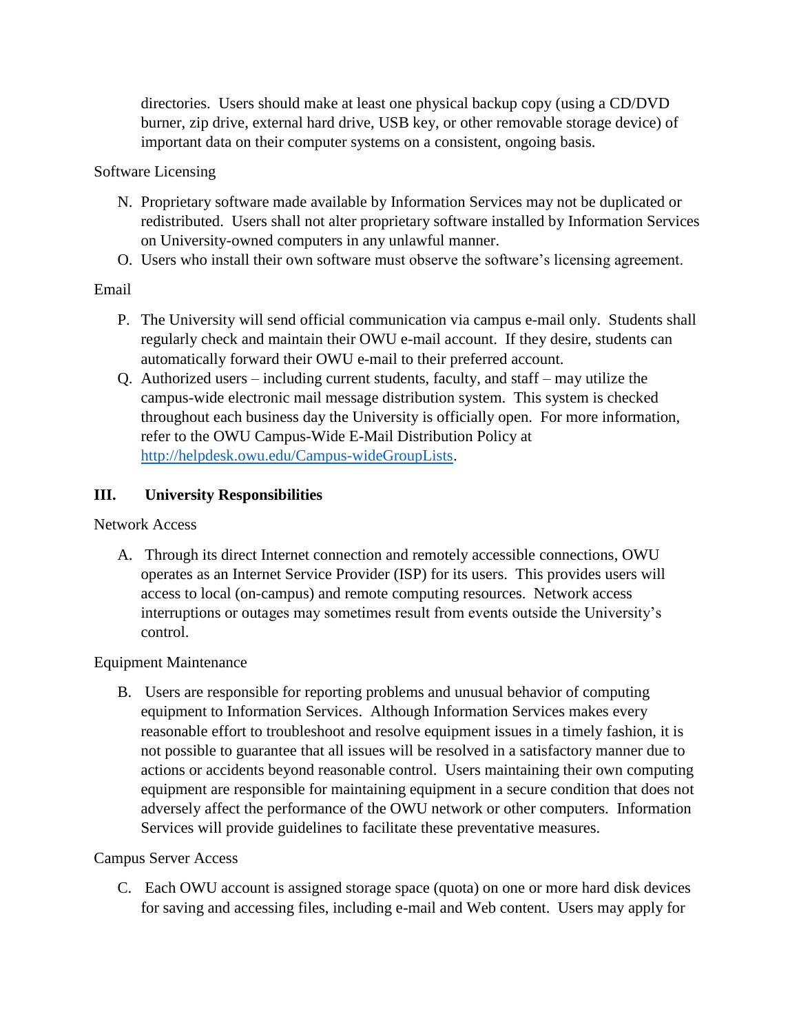directories. Users should make at least one physical backup copy (using a CD/DVD burner, zip drive, external hard drive, USB key, or other removable storage device) of important data on their computer systems on a consistent, ongoing basis.

Software Licensing

N. Proprietary software made available by Information Services may not be duplicated or redistributed. Users shall not alter proprietary software installed by Information Services on University-owned computers in any unlawful manner.
O. Users who install their own software must observe the software's licensing agreement.

Email

P. The University will send official communication via campus e-mail only. Students shall regularly check and maintain their OWU e-mail account. If they desire, students can automatically forward their OWU e-mail to their preferred account.
Q. Authorized users – including current students, faculty, and staff – may utilize the campus-wide electronic mail message distribution system. This system is checked throughout each business day the University is officially open. For more information, refer to the OWU Campus-Wide E-Mail Distribution Policy at [http://helpdesk.owu.edu/Campus-wideGroupLists](http://helpdesk.owu.edu/Campus-wideGroupLists).

## III. University Responsibilities

Network Access

A. Through its direct Internet connection and remotely accessible connections, OWU operates as an Internet Service Provider (ISP) for its users. This provides users will access to local (on-campus) and remote computing resources. Network access interruptions or outages may sometimes result from events outside the University's control.

Equipment Maintenance

B. Users are responsible for reporting problems and unusual behavior of computing equipment to Information Services. Although Information Services makes every reasonable effort to troubleshoot and resolve equipment issues in a timely fashion, it is not possible to guarantee that all issues will be resolved in a satisfactory manner due to actions or accidents beyond reasonable control. Users maintaining their own computing equipment are responsible for maintaining equipment in a secure condition that does not adversely affect the performance of the OWU network or other computers. Information Services will provide guidelines to facilitate these preventative measures.

Campus Server Access

C. Each OWU account is assigned storage space (quota) on one or more hard disk devices for saving and accessing files, including e-mail and Web content. Users may apply for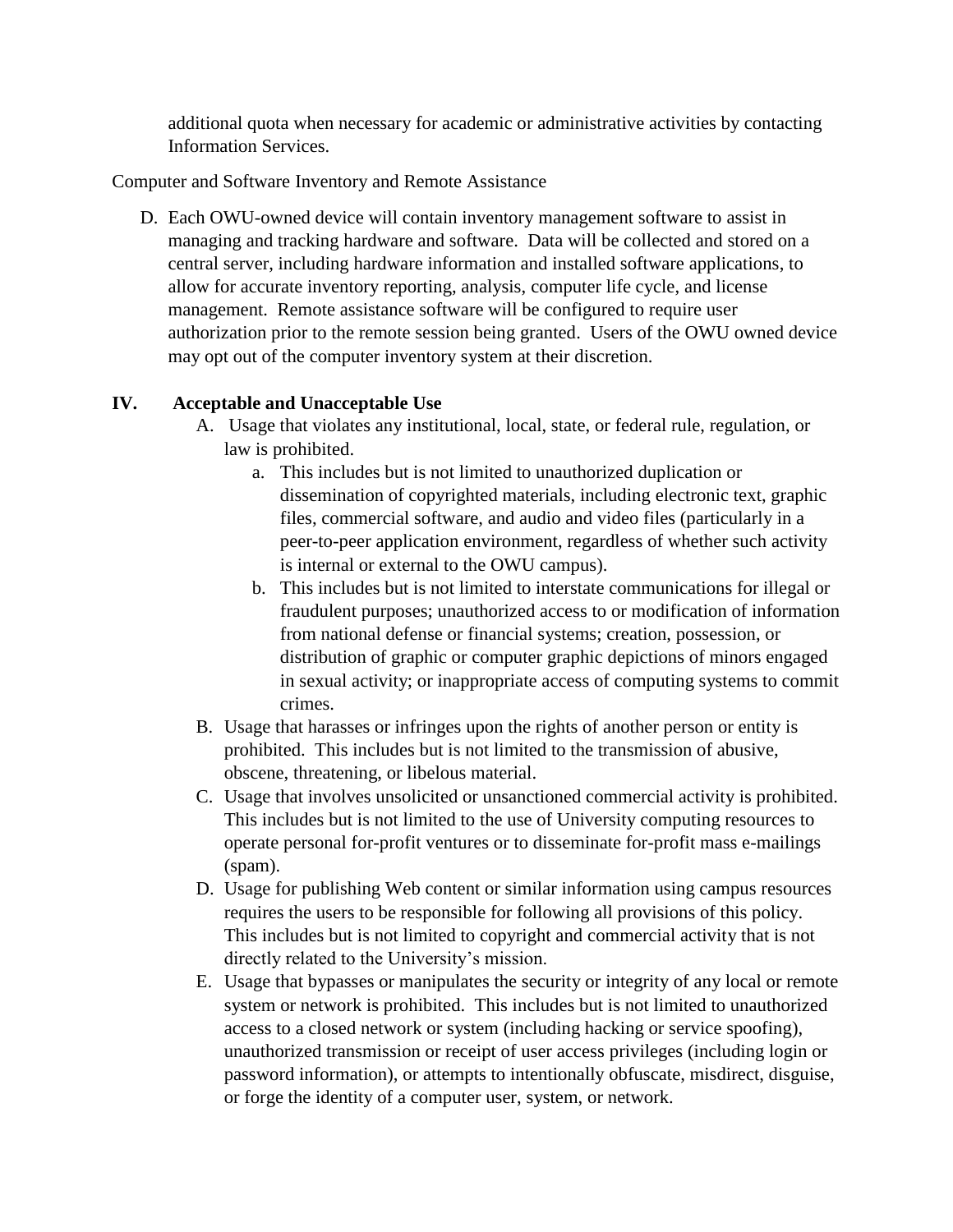additional quota when necessary for academic or administrative activities by contacting Information Services.

Computer and Software Inventory and Remote Assistance

D. Each OWU-owned device will contain inventory management software to assist in managing and tracking hardware and software. Data will be collected and stored on a central server, including hardware information and installed software applications, to allow for accurate inventory reporting, analysis, computer life cycle, and license management. Remote assistance software will be configured to require user authorization prior to the remote session being granted. Users of the OWU owned device may opt out of the computer inventory system at their discretion.

## IV. Acceptable and Unacceptable Use

A. Usage that violates any institutional, local, state, or federal rule, regulation, or law is prohibited.
   a. This includes but is not limited to unauthorized duplication or dissemination of copyrighted materials, including electronic text, graphic files, commercial software, and audio and video files (particularly in a peer-to-peer application environment, regardless of whether such activity is internal or external to the OWU campus).
   b. This includes but is not limited to interstate communications for illegal or fraudulent purposes; unauthorized access to or modification of information from national defense or financial systems; creation, possession, or distribution of graphic or computer graphic depictions of minors engaged in sexual activity; or inappropriate access of computing systems to commit crimes.

B. Usage that harasses or infringes upon the rights of another person or entity is prohibited. This includes but is not limited to the transmission of abusive, obscene, threatening, or libelous material.

C. Usage that involves unsolicited or unsanctioned commercial activity is prohibited. This includes but is not limited to the use of University computing resources to operate personal for-profit ventures or to disseminate for-profit mass e-mailings (spam).

D. Usage for publishing Web content or similar information using campus resources requires the users to be responsible for following all provisions of this policy. This includes but is not limited to copyright and commercial activity that is not directly related to the University's mission.

E. Usage that bypasses or manipulates the security or integrity of any local or remote system or network is prohibited. This includes but is not limited to unauthorized access to a closed network or system (including hacking or service spoofing), unauthorized transmission or receipt of user access privileges (including login or password information), or attempts to intentionally obfuscate, misdirect, disguise, or forge the identity of a computer user, system, or network.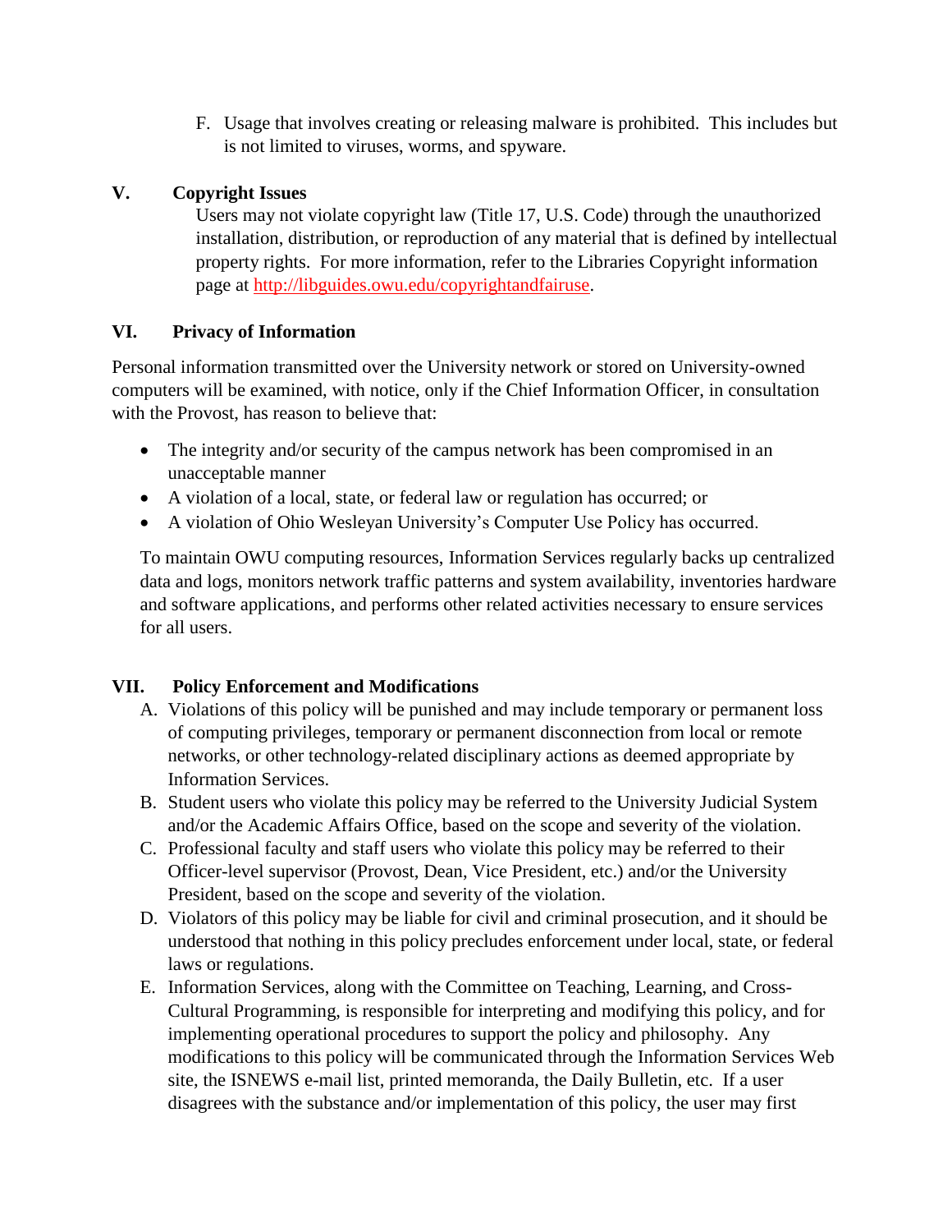F. Usage that involves creating or releasing malware is prohibited. This includes but is not limited to viruses, worms, and spyware.

## V. Copyright Issues

Users may not violate copyright law (Title 17, U.S. Code) through the unauthorized installation, distribution, or reproduction of any material that is defined by intellectual property rights. For more information, refer to the Libraries Copyright information page at http://libguides.owu.edu/copyrightandfairuse.

## VI. Privacy of Information

Personal information transmitted over the University network or stored on University-owned computers will be examined, with notice, only if the Chief Information Officer, in consultation with the Provost, has reason to believe that:

- The integrity and/or security of the campus network has been compromised in an unacceptable manner
- A violation of a local, state, or federal law or regulation has occurred; or
- A violation of Ohio Wesleyan University's Computer Use Policy has occurred.

To maintain OWU computing resources, Information Services regularly backs up centralized data and logs, monitors network traffic patterns and system availability, inventories hardware and software applications, and performs other related activities necessary to ensure services for all users.

## VII. Policy Enforcement and Modifications

A. Violations of this policy will be punished and may include temporary or permanent loss of computing privileges, temporary or permanent disconnection from local or remote networks, or other technology-related disciplinary actions as deemed appropriate by Information Services.

B. Student users who violate this policy may be referred to the University Judicial System and/or the Academic Affairs Office, based on the scope and severity of the violation.

C. Professional faculty and staff users who violate this policy may be referred to their Officer-level supervisor (Provost, Dean, Vice President, etc.) and/or the University President, based on the scope and severity of the violation.

D. Violators of this policy may be liable for civil and criminal prosecution, and it should be understood that nothing in this policy precludes enforcement under local, state, or federal laws or regulations.

E. Information Services, along with the Committee on Teaching, Learning, and Cross-Cultural Programming, is responsible for interpreting and modifying this policy, and for implementing operational procedures to support the policy and philosophy. Any modifications to this policy will be communicated through the Information Services Web site, the ISNEWS e-mail list, printed memoranda, the Daily Bulletin, etc. If a user disagrees with the substance and/or implementation of this policy, the user may first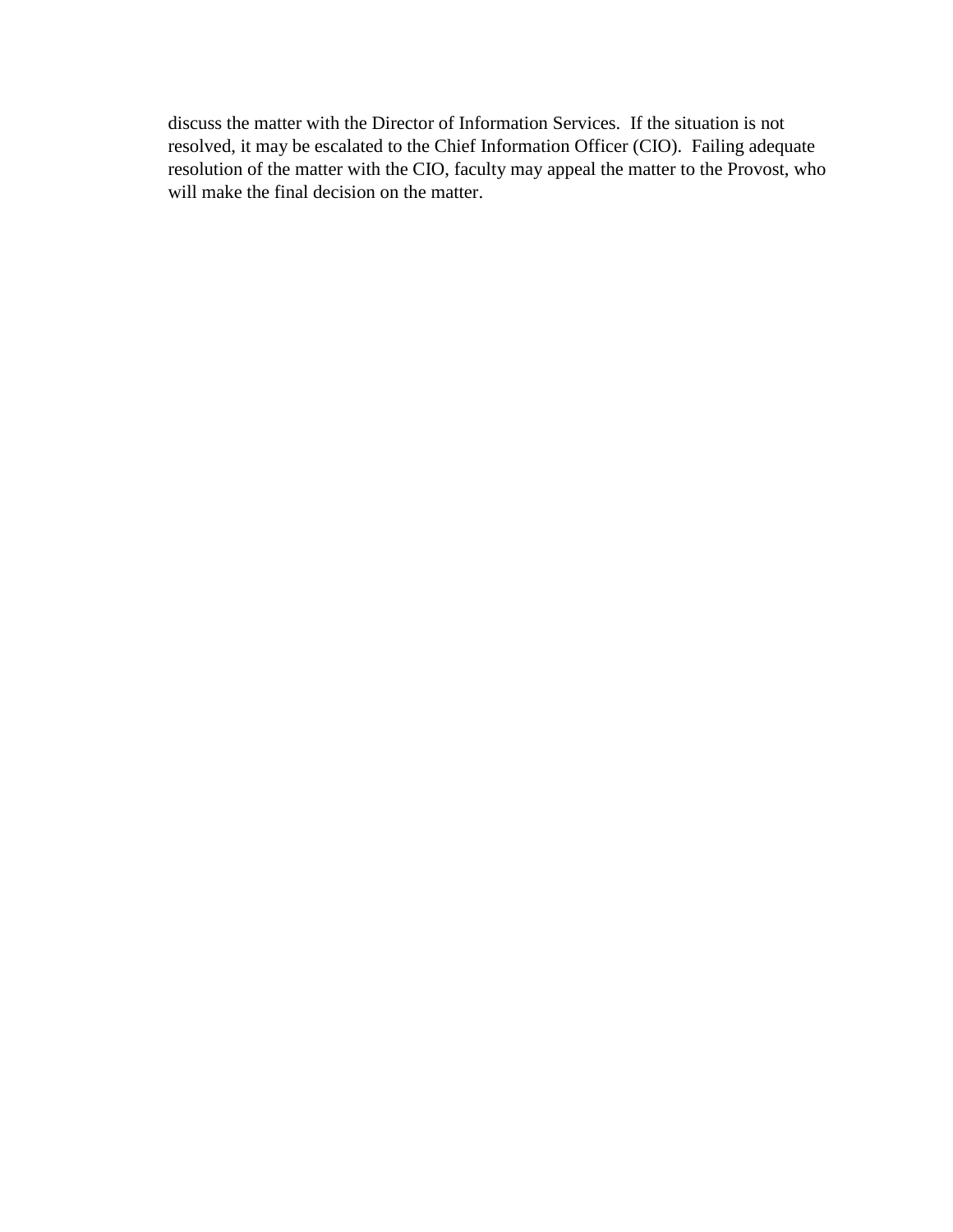discuss the matter with the Director of Information Services. If the situation is not resolved, it may be escalated to the Chief Information Officer (CIO). Failing adequate resolution of the matter with the CIO, faculty may appeal the matter to the Provost, who will make the final decision on the matter.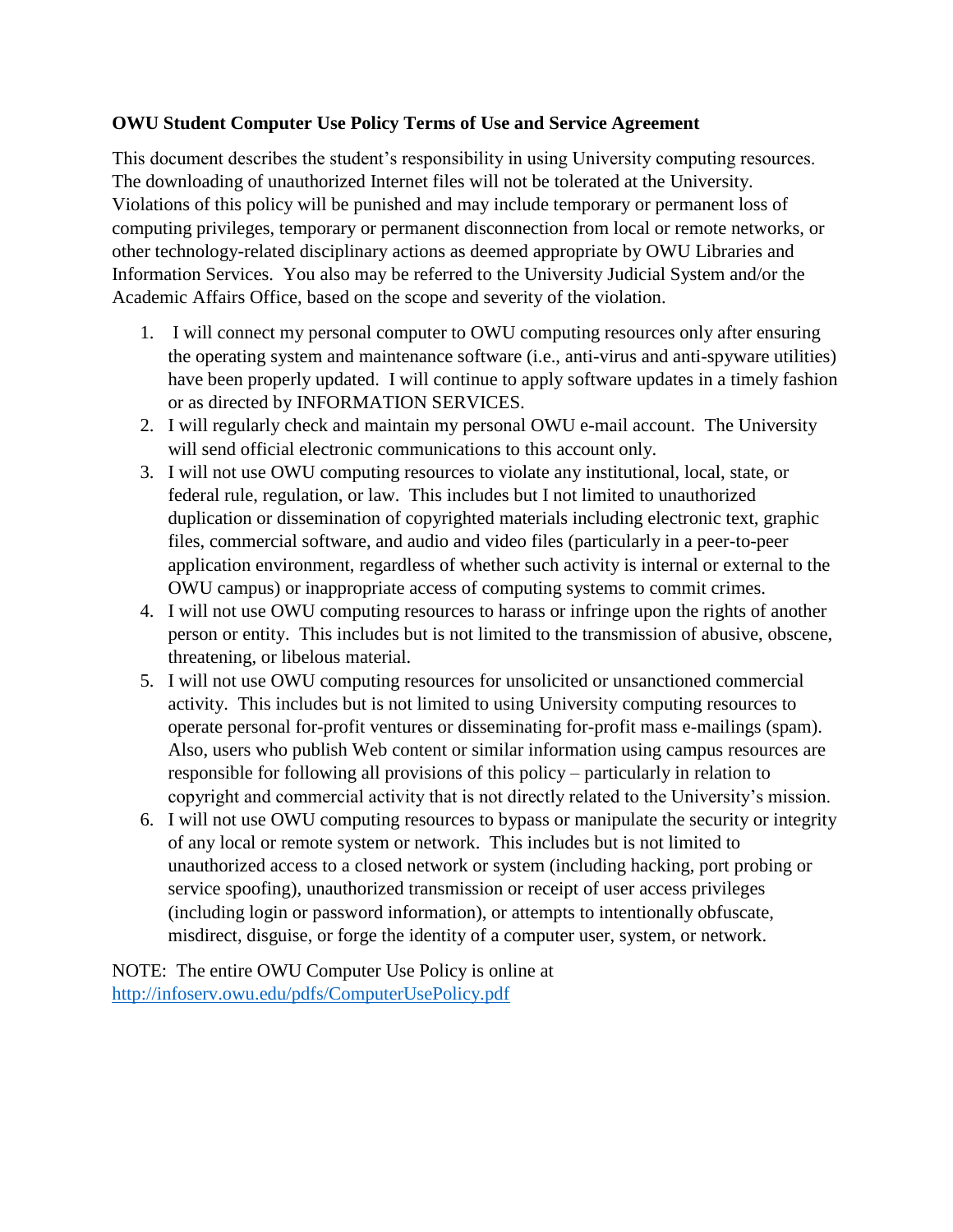**OWU Student Computer Use Policy Terms of Use and Service Agreement**

This document describes the student's responsibility in using University computing resources. The downloading of unauthorized Internet files will not be tolerated at the University. Violations of this policy will be punished and may include temporary or permanent loss of computing privileges, temporary or permanent disconnection from local or remote networks, or other technology-related disciplinary actions as deemed appropriate by OWU Libraries and Information Services. You also may be referred to the University Judicial System and/or the Academic Affairs Office, based on the scope and severity of the violation.

1. I will connect my personal computer to OWU computing resources only after ensuring the operating system and maintenance software (i.e., anti-virus and anti-spyware utilities) have been properly updated. I will continue to apply software updates in a timely fashion or as directed by INFORMATION SERVICES.
2. I will regularly check and maintain my personal OWU e-mail account. The University will send official electronic communications to this account only.
3. I will not use OWU computing resources to violate any institutional, local, state, or federal rule, regulation, or law. This includes but I not limited to unauthorized duplication or dissemination of copyrighted materials including electronic text, graphic files, commercial software, and audio and video files (particularly in a peer-to-peer application environment, regardless of whether such activity is internal or external to the OWU campus) or inappropriate access of computing systems to commit crimes.
4. I will not use OWU computing resources to harass or infringe upon the rights of another person or entity. This includes but is not limited to the transmission of abusive, obscene, threatening, or libelous material.
5. I will not use OWU computing resources for unsolicited or unsanctioned commercial activity. This includes but is not limited to using University computing resources to operate personal for-profit ventures or disseminating for-profit mass e-mailings (spam). Also, users who publish Web content or similar information using campus resources are responsible for following all provisions of this policy – particularly in relation to copyright and commercial activity that is not directly related to the University's mission.
6. I will not use OWU computing resources to bypass or manipulate the security or integrity of any local or remote system or network. This includes but is not limited to unauthorized access to a closed network or system (including hacking, port probing or service spoofing), unauthorized transmission or receipt of user access privileges (including login or password information), or attempts to intentionally obfuscate, misdirect, disguise, or forge the identity of a computer user, system, or network.

NOTE: The entire OWU Computer Use Policy is online at http://infoserv.owu.edu/pdfs/ComputerUsePolicy.pdf